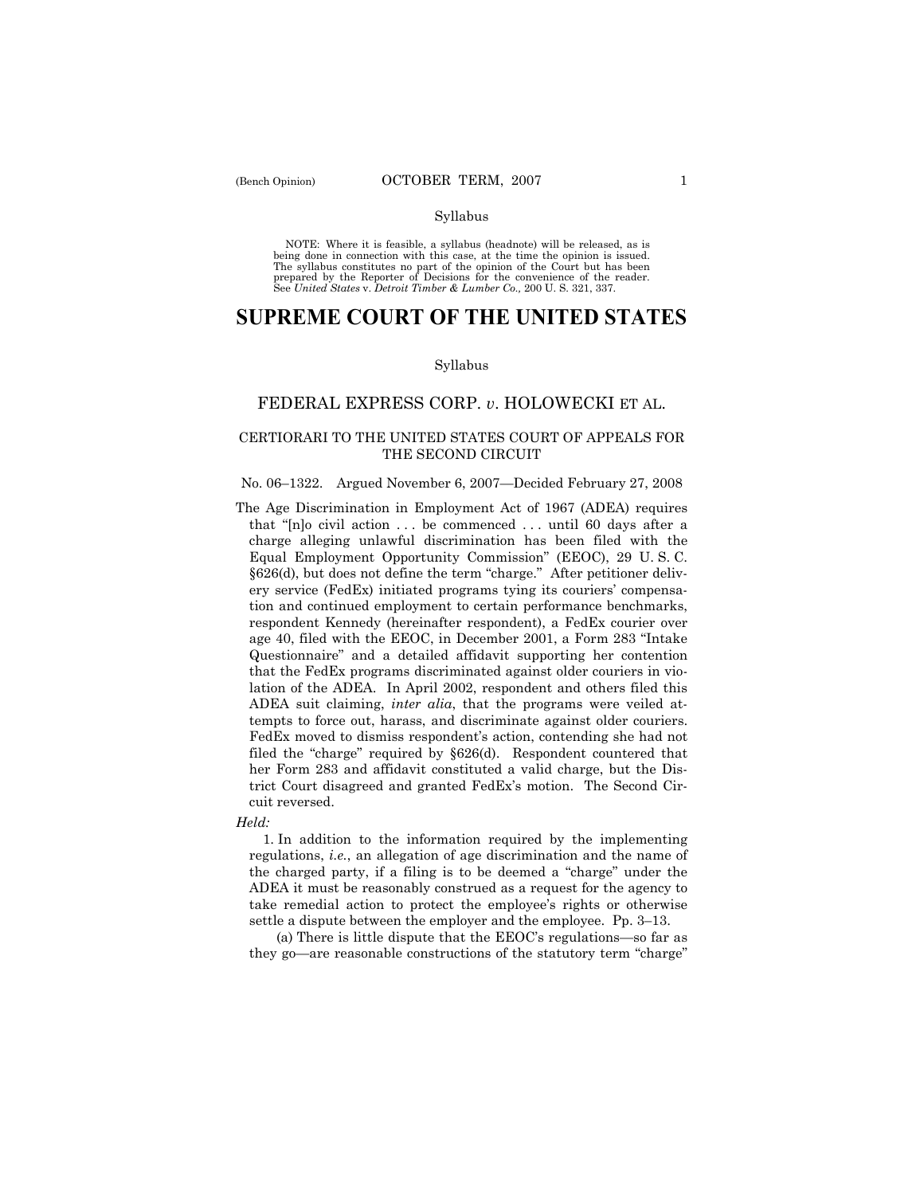Syllabus

NOTE: Where it is feasible, a syllabus (headnote) will be released, as is being done in connection with this case, at the time the opinion is issued. The syllabus constitutes no part of the opinion of the Court but has been prepared by the Reporter of Decisions for the convenience of the reader. See *United States* v. *Detroit Timber & Lumber Co.,* 200 U. S. 321, 337.

# SUPREME COURT OF THE UNITED STATES

Syllabus

## FEDERAL EXPRESS CORP. *v*. HOLOWECKI ET AL.

### CERTIORARI TO THE UNITED STATES COURT OF APPEALS FOR THE SECOND CIRCUIT

No. 06–1322. Argued November 6, 2007—Decided February 27, 2008

The Age Discrimination in Employment Act of 1967 (ADEA) requires that "[n]o civil action . . . be commenced . . . until 60 days after a charge alleging unlawful discrimination has been filed with the Equal Employment Opportunity Commission" (EEOC), 29 U. S. C. §626(d), but does not define the term "charge." After petitioner delivery service (FedEx) initiated programs tying its couriers' compensation and continued employment to certain performance benchmarks, respondent Kennedy (hereinafter respondent), a FedEx courier over age 40, filed with the EEOC, in December 2001, a Form 283 "Intake Questionnaire" and a detailed affidavit supporting her contention that the FedEx programs discriminated against older couriers in violation of the ADEA. In April 2002, respondent and others filed this ADEA suit claiming, *inter alia*, that the programs were veiled attempts to force out, harass, and discriminate against older couriers. FedEx moved to dismiss respondent's action, contending she had not filed the "charge" required by §626(d). Respondent countered that her Form 283 and affidavit constituted a valid charge, but the District Court disagreed and granted FedEx's motion. The Second Circuit reversed.

*Held:*

1. In addition to the information required by the implementing regulations, *i.e.*, an allegation of age discrimination and the name of the charged party, if a filing is to be deemed a "charge" under the ADEA it must be reasonably construed as a request for the agency to take remedial action to protect the employee's rights or otherwise settle a dispute between the employer and the employee. Pp. 3–13.

(a) There is little dispute that the EEOC's regulations—so far as they go—are reasonable constructions of the statutory term "charge"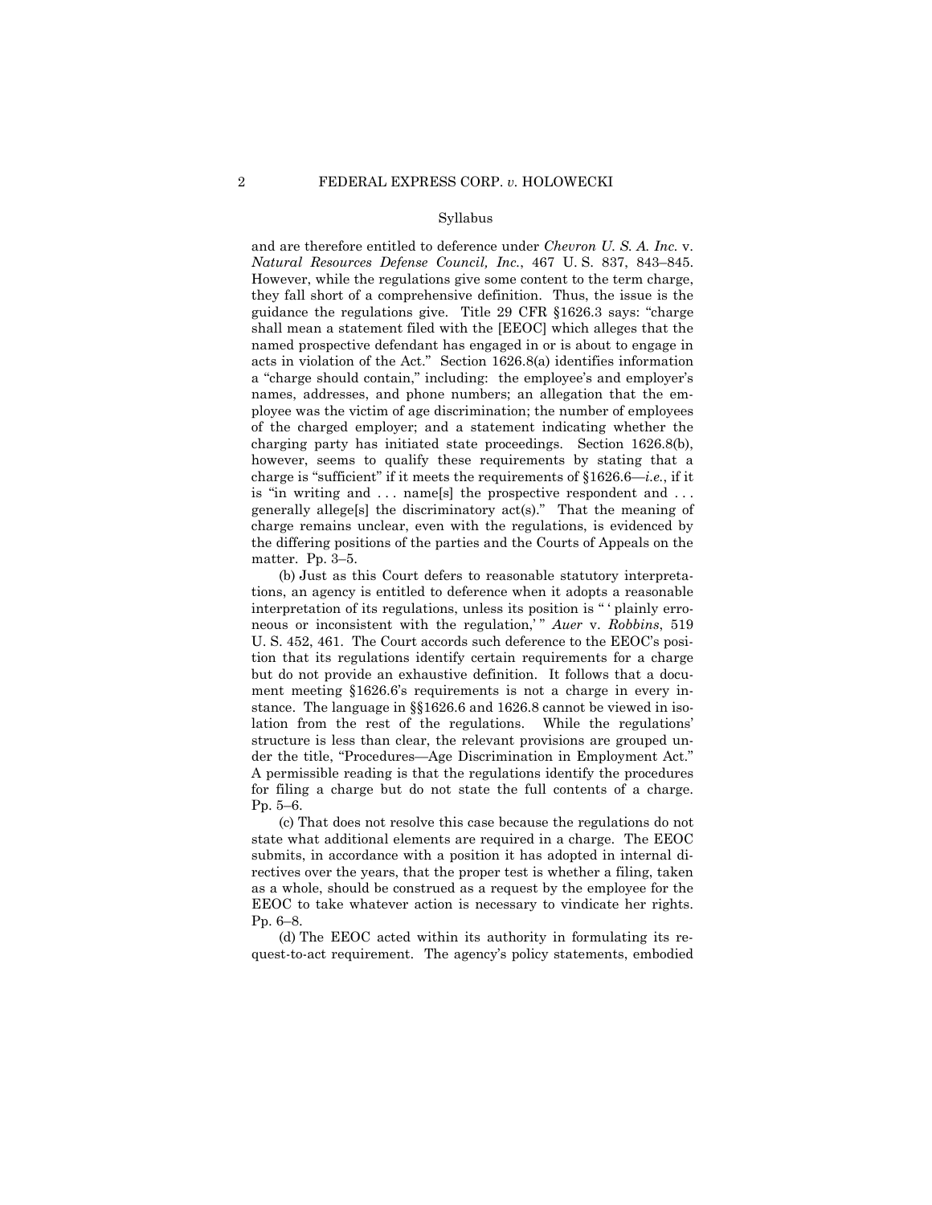Syllabus

and are therefore entitled to deference under *Chevron U. S. A. Inc.* v. *Natural Resources Defense Council, Inc.*, 467 U. S. 837, 843–845. However, while the regulations give some content to the term charge, they fall short of a comprehensive definition. Thus, the issue is the guidance the regulations give. Title 29 CFR §1626.3 says: "charge shall mean a statement filed with the [EEOC] which alleges that the named prospective defendant has engaged in or is about to engage in acts in violation of the Act." Section 1626.8(a) identifies information a "charge should contain," including: the employee's and employer's names, addresses, and phone numbers; an allegation that the employee was the victim of age discrimination; the number of employees of the charged employer; and a statement indicating whether the charging party has initiated state proceedings. Section 1626.8(b), however, seems to qualify these requirements by stating that a charge is "sufficient" if it meets the requirements of §1626.6—*i.e.*, if it is "in writing and . . . name[s] the prospective respondent and . . . generally allege[s] the discriminatory act(s)." That the meaning of charge remains unclear, even with the regulations, is evidenced by the differing positions of the parties and the Courts of Appeals on the matter. Pp. 3–5.

(b) Just as this Court defers to reasonable statutory interpretations, an agency is entitled to deference when it adopts a reasonable interpretation of its regulations, unless its position is " 'plainly erroneous or inconsistent with the regulation,' " *Auer* v. *Robbins*, 519 U. S. 452, 461. The Court accords such deference to the EEOC's position that its regulations identify certain requirements for a charge but do not provide an exhaustive definition. It follows that a document meeting §1626.6's requirements is not a charge in every instance. The language in §§1626.6 and 1626.8 cannot be viewed in isolation from the rest of the regulations. While the regulations' structure is less than clear, the relevant provisions are grouped under the title, "Procedures—Age Discrimination in Employment Act." A permissible reading is that the regulations identify the procedures for filing a charge but do not state the full contents of a charge. Pp. 5–6.

(c) That does not resolve this case because the regulations do not state what additional elements are required in a charge. The EEOC submits, in accordance with a position it has adopted in internal directives over the years, that the proper test is whether a filing, taken as a whole, should be construed as a request by the employee for the EEOC to take whatever action is necessary to vindicate her rights. Pp. 6–8.

(d) The EEOC acted within its authority in formulating its request-to-act requirement. The agency's policy statements, embodied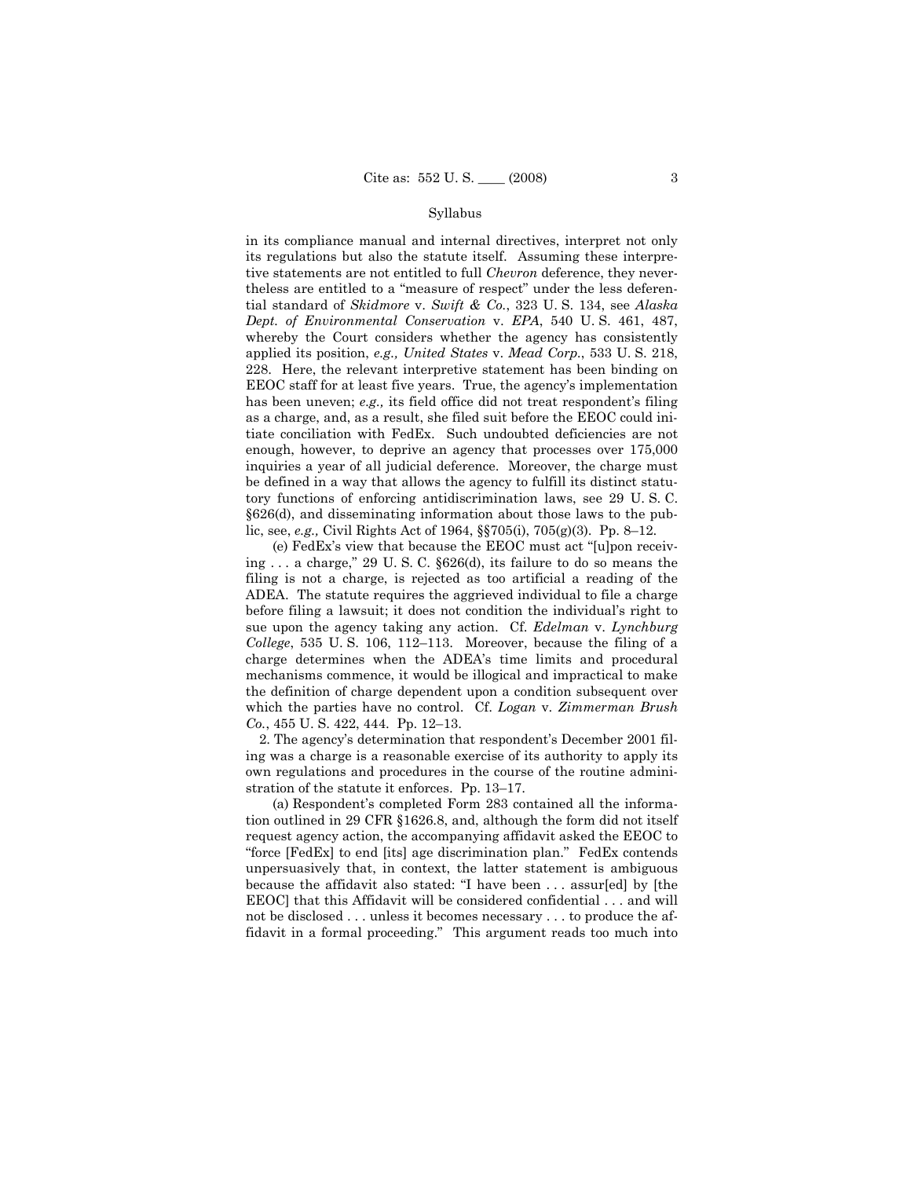in its compliance manual and internal directives, interpret not only its regulations but also the statute itself. Assuming these interpretive statements are not entitled to full *Chevron* deference, they nevertheless are entitled to a "measure of respect" under the less deferential standard of *Skidmore* v. *Swift & Co.*, 323 U. S. 134, see *Alaska Dept. of Environmental Conservation* v. *EPA*, 540 U. S. 461, 487, whereby the Court considers whether the agency has consistently applied its position, *e.g., United States* v. *Mead Corp.*, 533 U. S. 218, 228. Here, the relevant interpretive statement has been binding on EEOC staff for at least five years. True, the agency's implementation has been uneven; *e.g.,* its field office did not treat respondent's filing as a charge, and, as a result, she filed suit before the EEOC could initiate conciliation with FedEx. Such undoubted deficiencies are not enough, however, to deprive an agency that processes over 175,000 inquiries a year of all judicial deference. Moreover, the charge must be defined in a way that allows the agency to fulfill its distinct statutory functions of enforcing antidiscrimination laws, see 29 U. S. C. §626(d), and disseminating information about those laws to the public, see, *e.g.,* Civil Rights Act of 1964, §§705(i), 705(g)(3). Pp. 8–12.

(e) FedEx's view that because the EEOC must act "[u]pon receiving . . . a charge," 29 U. S. C. §626(d), its failure to do so means the filing is not a charge, is rejected as too artificial a reading of the ADEA. The statute requires the aggrieved individual to file a charge before filing a lawsuit; it does not condition the individual's right to sue upon the agency taking any action. Cf. *Edelman* v. *Lynchburg College*, 535 U. S. 106, 112–113. Moreover, because the filing of a charge determines when the ADEA's time limits and procedural mechanisms commence, it would be illogical and impractical to make the definition of charge dependent upon a condition subsequent over which the parties have no control. Cf. *Logan* v. *Zimmerman Brush Co.*, 455 U. S. 422, 444. Pp. 12–13.

2. The agency's determination that respondent's December 2001 filing was a charge is a reasonable exercise of its authority to apply its own regulations and procedures in the course of the routine administration of the statute it enforces. Pp. 13–17.

(a) Respondent's completed Form 283 contained all the information outlined in 29 CFR §1626.8, and, although the form did not itself request agency action, the accompanying affidavit asked the EEOC to "force [FedEx] to end [its] age discrimination plan." FedEx contends unpersuasively that, in context, the latter statement is ambiguous because the affidavit also stated: "I have been . . . assur[ed] by [the EEOC] that this Affidavit will be considered confidential . . . and will not be disclosed . . . unless it becomes necessary . . . to produce the affidavit in a formal proceeding." This argument reads too much into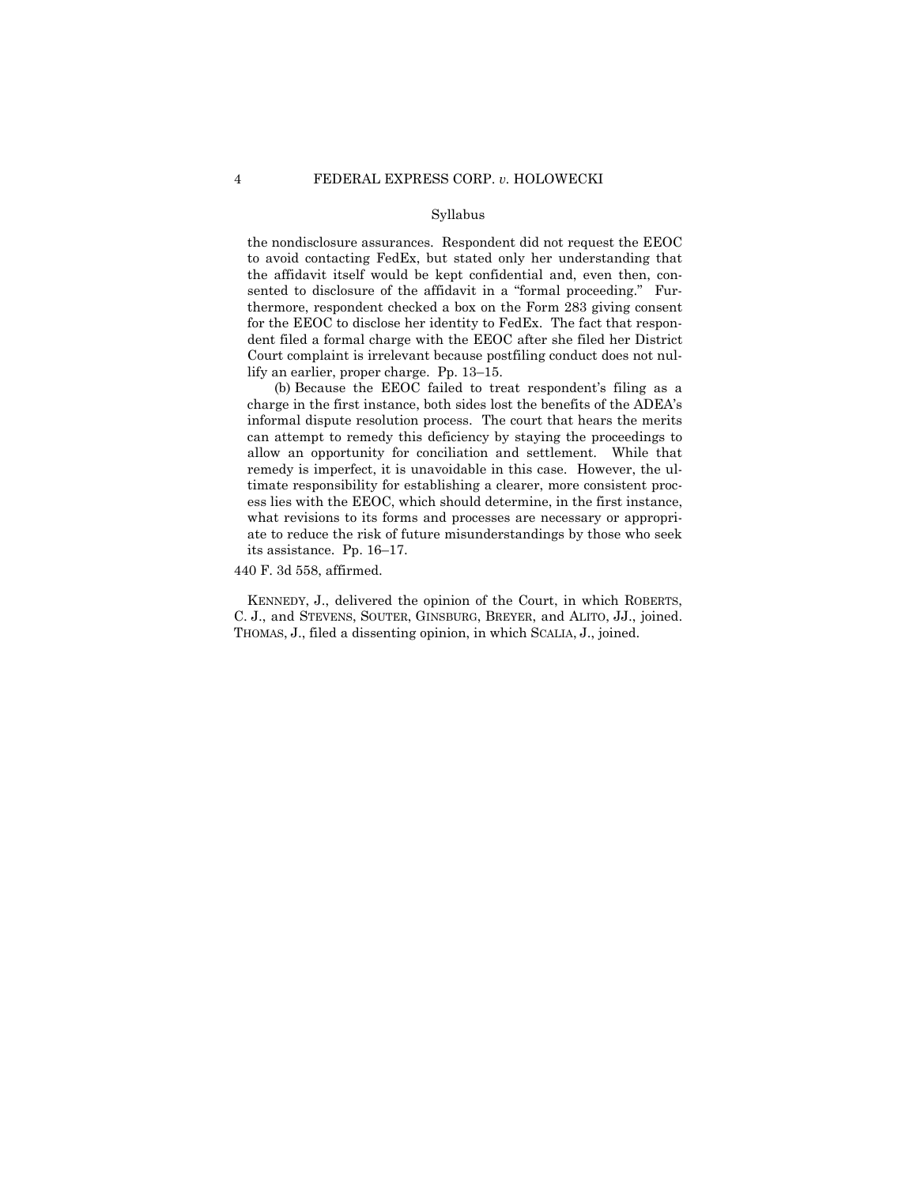Syllabus

the nondisclosure assurances. Respondent did not request the EEOC to avoid contacting FedEx, but stated only her understanding that the affidavit itself would be kept confidential and, even then, consented to disclosure of the affidavit in a "formal proceeding." Furthermore, respondent checked a box on the Form 283 giving consent for the EEOC to disclose her identity to FedEx. The fact that respondent filed a formal charge with the EEOC after she filed her District Court complaint is irrelevant because postfiling conduct does not nullify an earlier, proper charge. Pp. 13–15.

(b) Because the EEOC failed to treat respondent's filing as a charge in the first instance, both sides lost the benefits of the ADEA's informal dispute resolution process. The court that hears the merits can attempt to remedy this deficiency by staying the proceedings to allow an opportunity for conciliation and settlement. While that remedy is imperfect, it is unavoidable in this case. However, the ultimate responsibility for establishing a clearer, more consistent process lies with the EEOC, which should determine, in the first instance, what revisions to its forms and processes are necessary or appropriate to reduce the risk of future misunderstandings by those who seek its assistance. Pp. 16–17.

440 F. 3d 558, affirmed.

KENNEDY, J., delivered the opinion of the Court, in which ROBERTS, C. J., and STEVENS, SOUTER, GINSBURG, BREYER, and ALITO, JJ., joined. THOMAS, J., filed a dissenting opinion, in which SCALIA, J., joined.